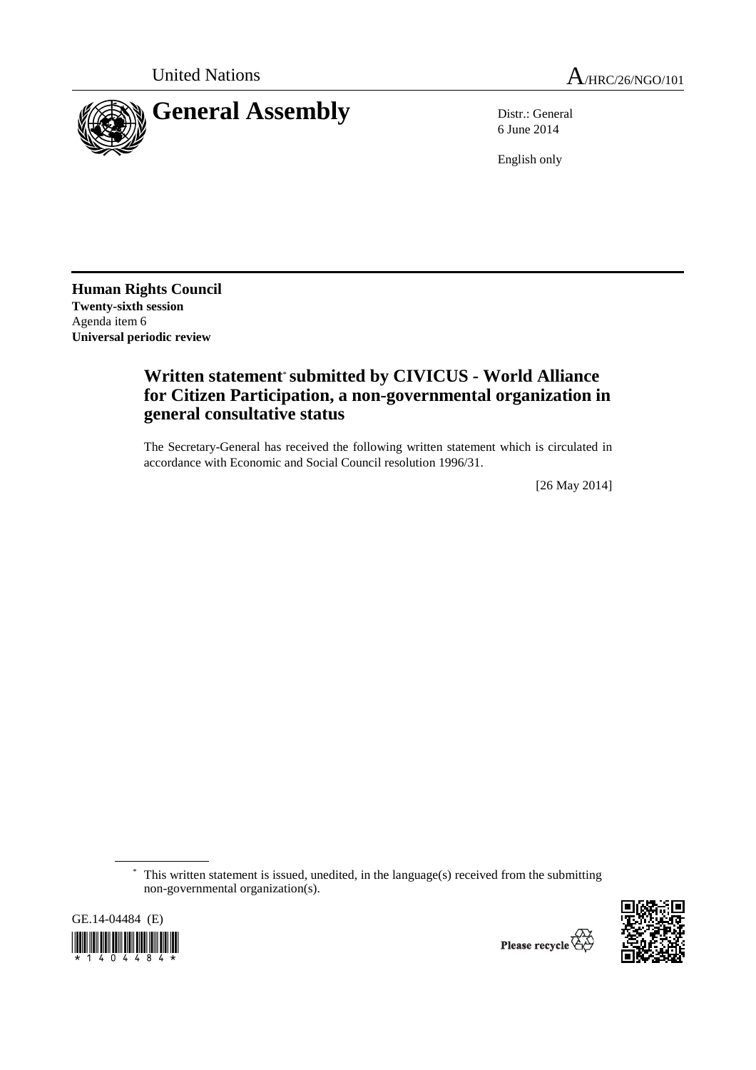United Nations A/HRC/26/NGO/101

# General Assembly

Distr.: General
6 June 2014

English only

**Human Rights Council**
**Twenty-sixth session**
Agenda item 6
**Universal periodic review**

## Written statement* submitted by CIVICUS - World Alliance for Citizen Participation, a non-governmental organization in general consultative status

The Secretary-General has received the following written statement which is circulated in accordance with Economic and Social Council resolution 1996/31.

[26 May 2014]

* This written statement is issued, unedited, in the language(s) received from the submitting non-governmental organization(s).

GE.14-04484 (E)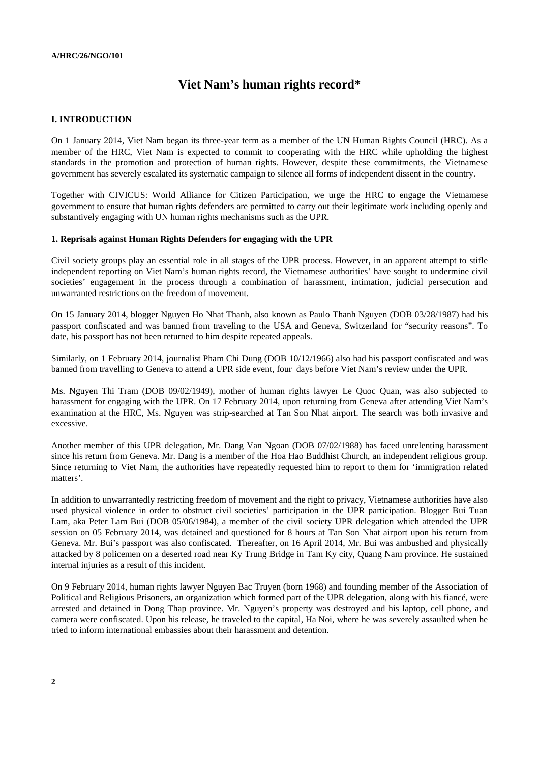# Viet Nam's human rights record*

## I. INTRODUCTION

On 1 January 2014, Viet Nam began its three-year term as a member of the UN Human Rights Council (HRC). As a member of the HRC, Viet Nam is expected to commit to cooperating with the HRC while upholding the highest standards in the promotion and protection of human rights. However, despite these commitments, the Vietnamese government has severely escalated its systematic campaign to silence all forms of independent dissent in the country.

Together with CIVICUS: World Alliance for Citizen Participation, we urge the HRC to engage the Vietnamese government to ensure that human rights defenders are permitted to carry out their legitimate work including openly and substantively engaging with UN human rights mechanisms such as the UPR.

### 1. Reprisals against Human Rights Defenders for engaging with the UPR

Civil society groups play an essential role in all stages of the UPR process. However, in an apparent attempt to stifle independent reporting on Viet Nam's human rights record, the Vietnamese authorities' have sought to undermine civil societies' engagement in the process through a combination of harassment, intimation, judicial persecution and unwarranted restrictions on the freedom of movement.

On 15 January 2014, blogger Nguyen Ho Nhat Thanh, also known as Paulo Thanh Nguyen (DOB 03/28/1987) had his passport confiscated and was banned from traveling to the USA and Geneva, Switzerland for "security reasons". To date, his passport has not been returned to him despite repeated appeals.

Similarly, on 1 February 2014, journalist Pham Chi Dung (DOB 10/12/1966) also had his passport confiscated and was banned from travelling to Geneva to attend a UPR side event, four days before Viet Nam's review under the UPR.

Ms. Nguyen Thi Tram (DOB 09/02/1949), mother of human rights lawyer Le Quoc Quan, was also subjected to harassment for engaging with the UPR. On 17 February 2014, upon returning from Geneva after attending Viet Nam's examination at the HRC, Ms. Nguyen was strip-searched at Tan Son Nhat airport. The search was both invasive and excessive.

Another member of this UPR delegation, Mr. Dang Van Ngoan (DOB 07/02/1988) has faced unrelenting harassment since his return from Geneva. Mr. Dang is a member of the Hoa Hao Buddhist Church, an independent religious group. Since returning to Viet Nam, the authorities have repeatedly requested him to report to them for 'immigration related matters'.

In addition to unwarrantedly restricting freedom of movement and the right to privacy, Vietnamese authorities have also used physical violence in order to obstruct civil societies' participation in the UPR participation. Blogger Bui Tuan Lam, aka Peter Lam Bui (DOB 05/06/1984), a member of the civil society UPR delegation which attended the UPR session on 05 February 2014, was detained and questioned for 8 hours at Tan Son Nhat airport upon his return from Geneva. Mr. Bui's passport was also confiscated. Thereafter, on 16 April 2014, Mr. Bui was ambushed and physically attacked by 8 policemen on a deserted road near Ky Trung Bridge in Tam Ky city, Quang Nam province. He sustained internal injuries as a result of this incident.

On 9 February 2014, human rights lawyer Nguyen Bac Truyen (born 1968) and founding member of the Association of Political and Religious Prisoners, an organization which formed part of the UPR delegation, along with his fiancé, were arrested and detained in Dong Thap province. Mr. Nguyen's property was destroyed and his laptop, cell phone, and camera were confiscated. Upon his release, he traveled to the capital, Ha Noi, where he was severely assaulted when he tried to inform international embassies about their harassment and detention.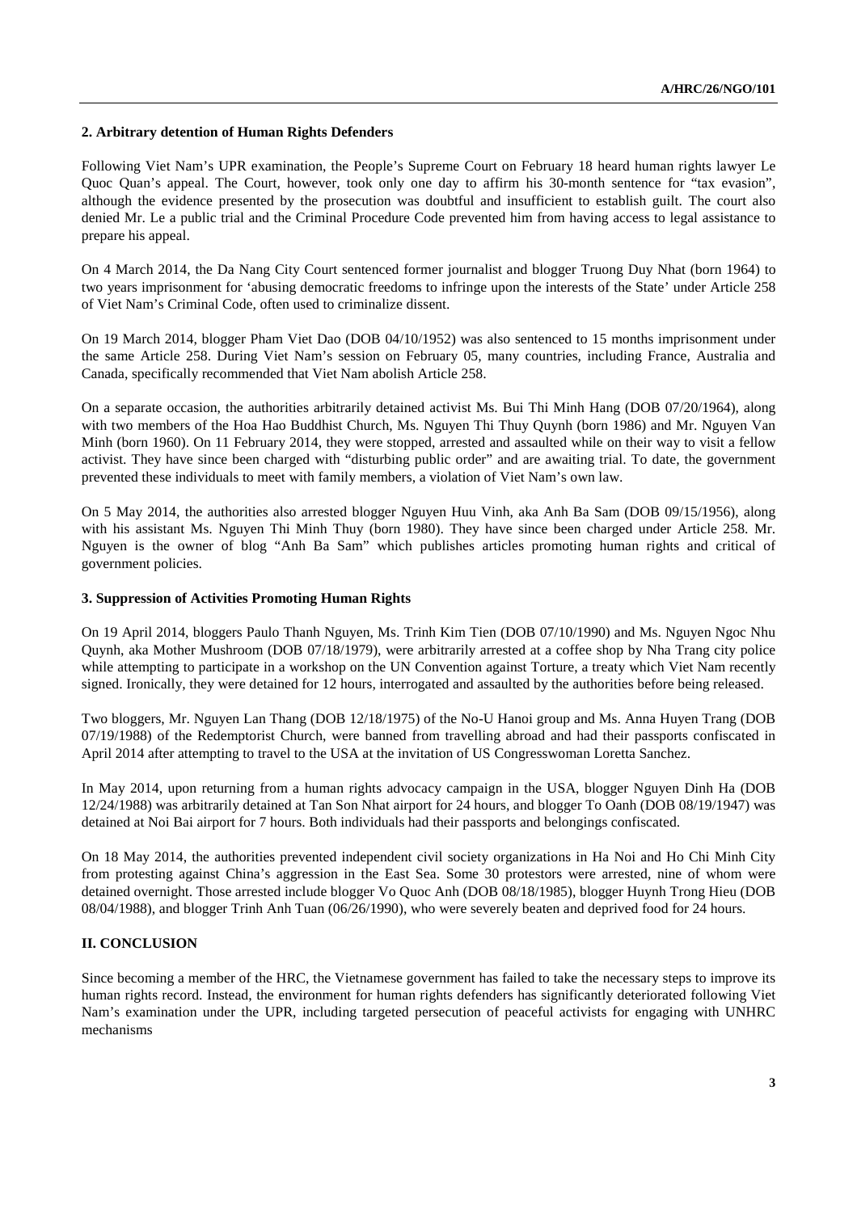### 2. Arbitrary detention of Human Rights Defenders

Following Viet Nam's UPR examination, the People's Supreme Court on February 18 heard human rights lawyer Le Quoc Quan's appeal. The Court, however, took only one day to affirm his 30-month sentence for "tax evasion", although the evidence presented by the prosecution was doubtful and insufficient to establish guilt. The court also denied Mr. Le a public trial and the Criminal Procedure Code prevented him from having access to legal assistance to prepare his appeal.

On 4 March 2014, the Da Nang City Court sentenced former journalist and blogger Truong Duy Nhat (born 1964) to two years imprisonment for 'abusing democratic freedoms to infringe upon the interests of the State' under Article 258 of Viet Nam's Criminal Code, often used to criminalize dissent.

On 19 March 2014, blogger Pham Viet Dao (DOB 04/10/1952) was also sentenced to 15 months imprisonment under the same Article 258. During Viet Nam's session on February 05, many countries, including France, Australia and Canada, specifically recommended that Viet Nam abolish Article 258.

On a separate occasion, the authorities arbitrarily detained activist Ms. Bui Thi Minh Hang (DOB 07/20/1964), along with two members of the Hoa Hao Buddhist Church, Ms. Nguyen Thi Thuy Quynh (born 1986) and Mr. Nguyen Van Minh (born 1960). On 11 February 2014, they were stopped, arrested and assaulted while on their way to visit a fellow activist. They have since been charged with "disturbing public order" and are awaiting trial. To date, the government prevented these individuals to meet with family members, a violation of Viet Nam's own law.

On 5 May 2014, the authorities also arrested blogger Nguyen Huu Vinh, aka Anh Ba Sam (DOB 09/15/1956), along with his assistant Ms. Nguyen Thi Minh Thuy (born 1980). They have since been charged under Article 258. Mr. Nguyen is the owner of blog "Anh Ba Sam" which publishes articles promoting human rights and critical of government policies.

### 3. Suppression of Activities Promoting Human Rights

On 19 April 2014, bloggers Paulo Thanh Nguyen, Ms. Trinh Kim Tien (DOB 07/10/1990) and Ms. Nguyen Ngoc Nhu Quynh, aka Mother Mushroom (DOB 07/18/1979), were arbitrarily arrested at a coffee shop by Nha Trang city police while attempting to participate in a workshop on the UN Convention against Torture, a treaty which Viet Nam recently signed. Ironically, they were detained for 12 hours, interrogated and assaulted by the authorities before being released.

Two bloggers, Mr. Nguyen Lan Thang (DOB 12/18/1975) of the No-U Hanoi group and Ms. Anna Huyen Trang (DOB 07/19/1988) of the Redemptorist Church, were banned from travelling abroad and had their passports confiscated in April 2014 after attempting to travel to the USA at the invitation of US Congresswoman Loretta Sanchez.

In May 2014, upon returning from a human rights advocacy campaign in the USA, blogger Nguyen Dinh Ha (DOB 12/24/1988) was arbitrarily detained at Tan Son Nhat airport for 24 hours, and blogger To Oanh (DOB 08/19/1947) was detained at Noi Bai airport for 7 hours. Both individuals had their passports and belongings confiscated.

On 18 May 2014, the authorities prevented independent civil society organizations in Ha Noi and Ho Chi Minh City from protesting against China's aggression in the East Sea. Some 30 protestors were arrested, nine of whom were detained overnight. Those arrested include blogger Vo Quoc Anh (DOB 08/18/1985), blogger Huynh Trong Hieu (DOB 08/04/1988), and blogger Trinh Anh Tuan (06/26/1990), who were severely beaten and deprived food for 24 hours.

## II. CONCLUSION

Since becoming a member of the HRC, the Vietnamese government has failed to take the necessary steps to improve its human rights record. Instead, the environment for human rights defenders has significantly deteriorated following Viet Nam's examination under the UPR, including targeted persecution of peaceful activists for engaging with UNHRC mechanisms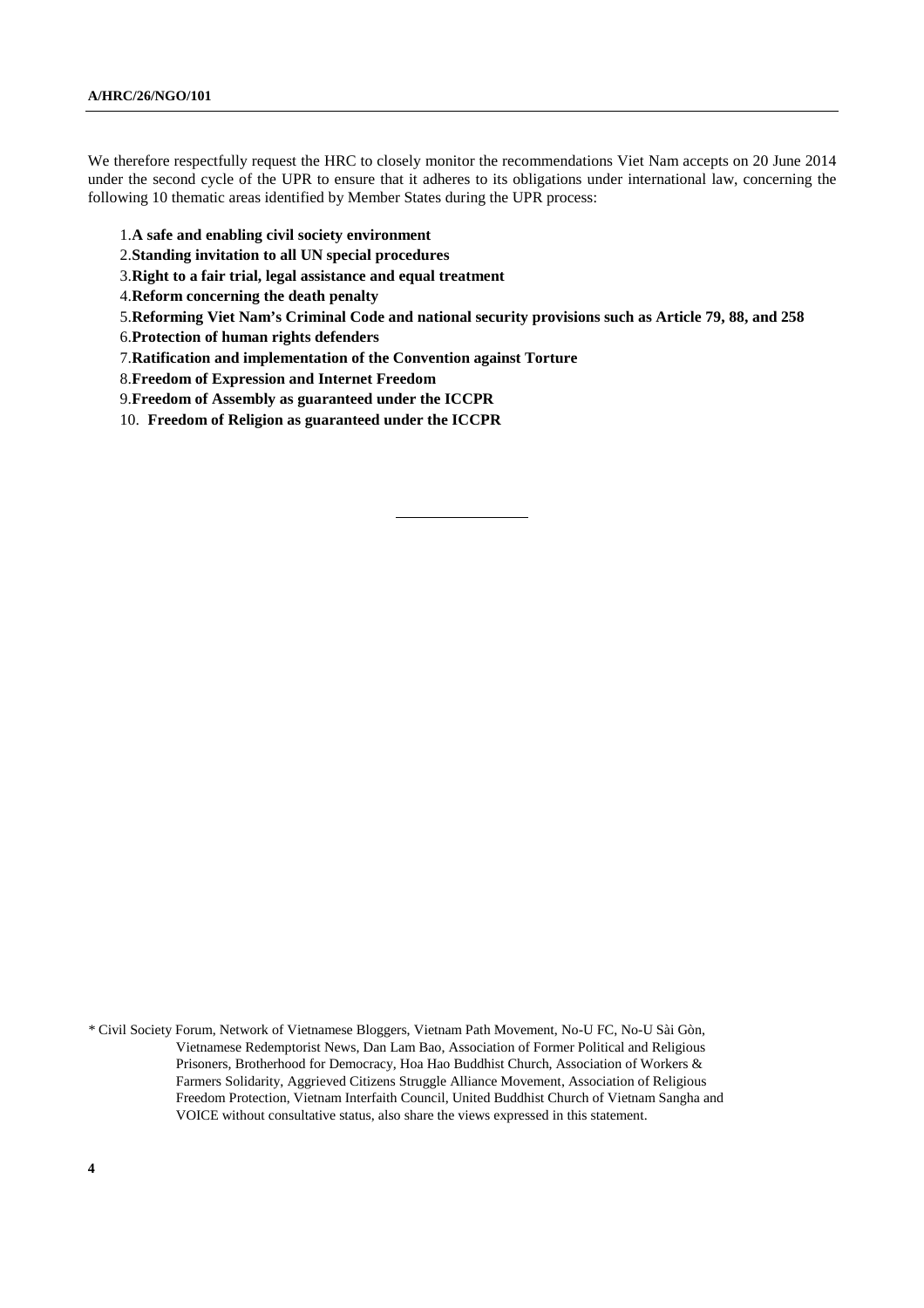We therefore respectfully request the HRC to closely monitor the recommendations Viet Nam accepts on 20 June 2014 under the second cycle of the UPR to ensure that it adheres to its obligations under international law, concerning the following 10 thematic areas identified by Member States during the UPR process:

1. **A safe and enabling civil society environment**
2. **Standing invitation to all UN special procedures**
3. **Right to a fair trial, legal assistance and equal treatment**
4. **Reform concerning the death penalty**
5. **Reforming Viet Nam's Criminal Code and national security provisions such as Article 79, 88, and 258**
6. **Protection of human rights defenders**
7. **Ratification and implementation of the Convention against Torture**
8. **Freedom of Expression and Internet Freedom**
9. **Freedom of Assembly as guaranteed under the ICCPR**
10. **Freedom of Religion as guaranteed under the ICCPR**

---

\* Civil Society Forum, Network of Vietnamese Bloggers, Vietnam Path Movement, No-U FC, No-U Sài Gòn, Vietnamese Redemptorist News, Dan Lam Bao, Association of Former Political and Religious Prisoners, Brotherhood for Democracy, Hoa Hao Buddhist Church, Association of Workers & Farmers Solidarity, Aggrieved Citizens Struggle Alliance Movement, Association of Religious Freedom Protection, Vietnam Interfaith Council, United Buddhist Church of Vietnam Sangha and VOICE without consultative status, also share the views expressed in this statement.